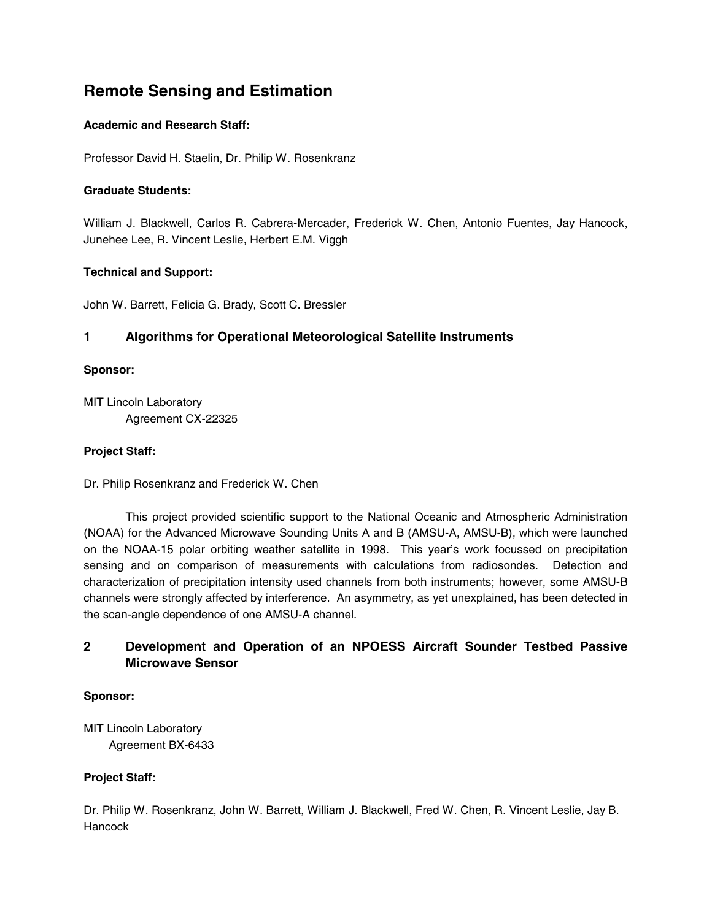# Remote Sensing and Estimation

**Academic and Research Staff:**

Professor David H. Staelin, Dr. Philip W. Rosenkranz

**Graduate Students:**

William J. Blackwell, Carlos R. Cabrera-Mercader, Frederick W. Chen, Antonio Fuentes, Jay Hancock, Junehee Lee, R. Vincent Leslie, Herbert E.M. Viggh

**Technical and Support:**

John W. Barrett, Felicia G. Brady, Scott C. Bressler

## 1 Algorithms for Operational Meteorological Satellite Instruments

**Sponsor:**

MIT Lincoln Laboratory
Agreement CX-22325

**Project Staff:**

Dr. Philip Rosenkranz and Frederick W. Chen

This project provided scientific support to the National Oceanic and Atmospheric Administration (NOAA) for the Advanced Microwave Sounding Units A and B (AMSU-A, AMSU-B), which were launched on the NOAA-15 polar orbiting weather satellite in 1998. This year's work focussed on precipitation sensing and on comparison of measurements with calculations from radiosondes. Detection and characterization of precipitation intensity used channels from both instruments; however, some AMSU-B channels were strongly affected by interference. An asymmetry, as yet unexplained, has been detected in the scan-angle dependence of one AMSU-A channel.

## 2 Development and Operation of an NPOESS Aircraft Sounder Testbed Passive Microwave Sensor

**Sponsor:**

MIT Lincoln Laboratory
Agreement BX-6433

**Project Staff:**

Dr. Philip W. Rosenkranz, John W. Barrett, William J. Blackwell, Fred W. Chen, R. Vincent Leslie, Jay B. Hancock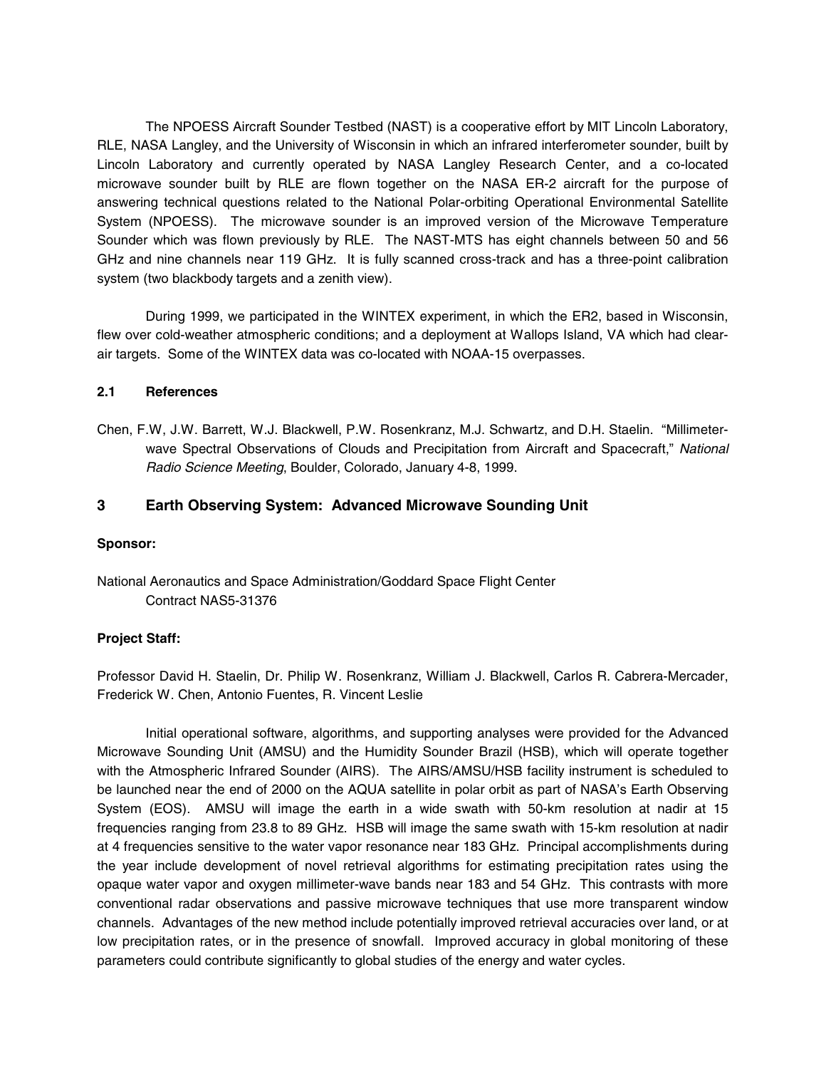The NPOESS Aircraft Sounder Testbed (NAST) is a cooperative effort by MIT Lincoln Laboratory, RLE, NASA Langley, and the University of Wisconsin in which an infrared interferometer sounder, built by Lincoln Laboratory and currently operated by NASA Langley Research Center, and a co-located microwave sounder built by RLE are flown together on the NASA ER-2 aircraft for the purpose of answering technical questions related to the National Polar-orbiting Operational Environmental Satellite System (NPOESS). The microwave sounder is an improved version of the Microwave Temperature Sounder which was flown previously by RLE. The NAST-MTS has eight channels between 50 and 56 GHz and nine channels near 119 GHz. It is fully scanned cross-track and has a three-point calibration system (two blackbody targets and a zenith view).

During 1999, we participated in the WINTEX experiment, in which the ER2, based in Wisconsin, flew over cold-weather atmospheric conditions; and a deployment at Wallops Island, VA which had clear-air targets. Some of the WINTEX data was co-located with NOAA-15 overpasses.

### 2.1 References

Chen, F.W, J.W. Barrett, W.J. Blackwell, P.W. Rosenkranz, M.J. Schwartz, and D.H. Staelin. "Millimeter-wave Spectral Observations of Clouds and Precipitation from Aircraft and Spacecraft," *National Radio Science Meeting*, Boulder, Colorado, January 4-8, 1999.

## 3 Earth Observing System: Advanced Microwave Sounding Unit

**Sponsor:**

National Aeronautics and Space Administration/Goddard Space Flight Center
Contract NAS5-31376

**Project Staff:**

Professor David H. Staelin, Dr. Philip W. Rosenkranz, William J. Blackwell, Carlos R. Cabrera-Mercader, Frederick W. Chen, Antonio Fuentes, R. Vincent Leslie

Initial operational software, algorithms, and supporting analyses were provided for the Advanced Microwave Sounding Unit (AMSU) and the Humidity Sounder Brazil (HSB), which will operate together with the Atmospheric Infrared Sounder (AIRS). The AIRS/AMSU/HSB facility instrument is scheduled to be launched near the end of 2000 on the AQUA satellite in polar orbit as part of NASA's Earth Observing System (EOS). AMSU will image the earth in a wide swath with 50-km resolution at nadir at 15 frequencies ranging from 23.8 to 89 GHz. HSB will image the same swath with 15-km resolution at nadir at 4 frequencies sensitive to the water vapor resonance near 183 GHz. Principal accomplishments during the year include development of novel retrieval algorithms for estimating precipitation rates using the opaque water vapor and oxygen millimeter-wave bands near 183 and 54 GHz. This contrasts with more conventional radar observations and passive microwave techniques that use more transparent window channels. Advantages of the new method include potentially improved retrieval accuracies over land, or at low precipitation rates, or in the presence of snowfall. Improved accuracy in global monitoring of these parameters could contribute significantly to global studies of the energy and water cycles.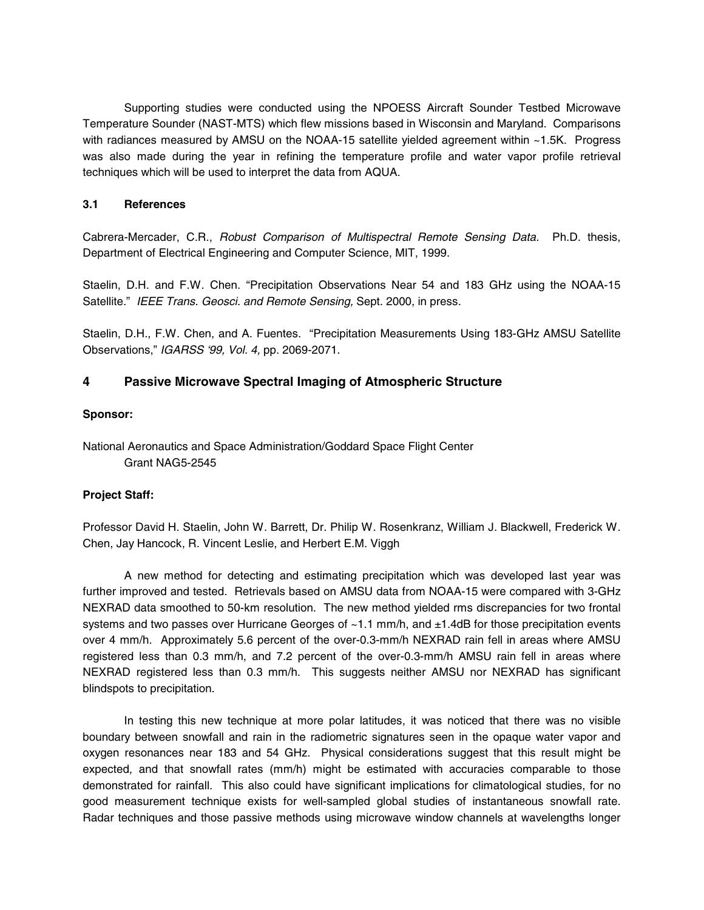Supporting studies were conducted using the NPOESS Aircraft Sounder Testbed Microwave Temperature Sounder (NAST-MTS) which flew missions based in Wisconsin and Maryland. Comparisons with radiances measured by AMSU on the NOAA-15 satellite yielded agreement within ~1.5K. Progress was also made during the year in refining the temperature profile and water vapor profile retrieval techniques which will be used to interpret the data from AQUA.

### 3.1 References

Cabrera-Mercader, C.R., *Robust Comparison of Multispectral Remote Sensing Data.* Ph.D. thesis, Department of Electrical Engineering and Computer Science, MIT, 1999.

Staelin, D.H. and F.W. Chen. "Precipitation Observations Near 54 and 183 GHz using the NOAA-15 Satellite." *IEEE Trans. Geosci. and Remote Sensing,* Sept. 2000, in press.

Staelin, D.H., F.W. Chen, and A. Fuentes. "Precipitation Measurements Using 183-GHz AMSU Satellite Observations," *IGARSS '99, Vol. 4,* pp. 2069-2071.

## 4 Passive Microwave Spectral Imaging of Atmospheric Structure

**Sponsor:**

National Aeronautics and Space Administration/Goddard Space Flight Center
Grant NAG5-2545

**Project Staff:**

Professor David H. Staelin, John W. Barrett, Dr. Philip W. Rosenkranz, William J. Blackwell, Frederick W. Chen, Jay Hancock, R. Vincent Leslie, and Herbert E.M. Viggh

A new method for detecting and estimating precipitation which was developed last year was further improved and tested. Retrievals based on AMSU data from NOAA-15 were compared with 3-GHz NEXRAD data smoothed to 50-km resolution. The new method yielded rms discrepancies for two frontal systems and two passes over Hurricane Georges of ~1.1 mm/h, and ±1.4dB for those precipitation events over 4 mm/h. Approximately 5.6 percent of the over-0.3-mm/h NEXRAD rain fell in areas where AMSU registered less than 0.3 mm/h, and 7.2 percent of the over-0.3-mm/h AMSU rain fell in areas where NEXRAD registered less than 0.3 mm/h. This suggests neither AMSU nor NEXRAD has significant blindspots to precipitation.

In testing this new technique at more polar latitudes, it was noticed that there was no visible boundary between snowfall and rain in the radiometric signatures seen in the opaque water vapor and oxygen resonances near 183 and 54 GHz. Physical considerations suggest that this result might be expected, and that snowfall rates (mm/h) might be estimated with accuracies comparable to those demonstrated for rainfall. This also could have significant implications for climatological studies, for no good measurement technique exists for well-sampled global studies of instantaneous snowfall rate. Radar techniques and those passive methods using microwave window channels at wavelengths longer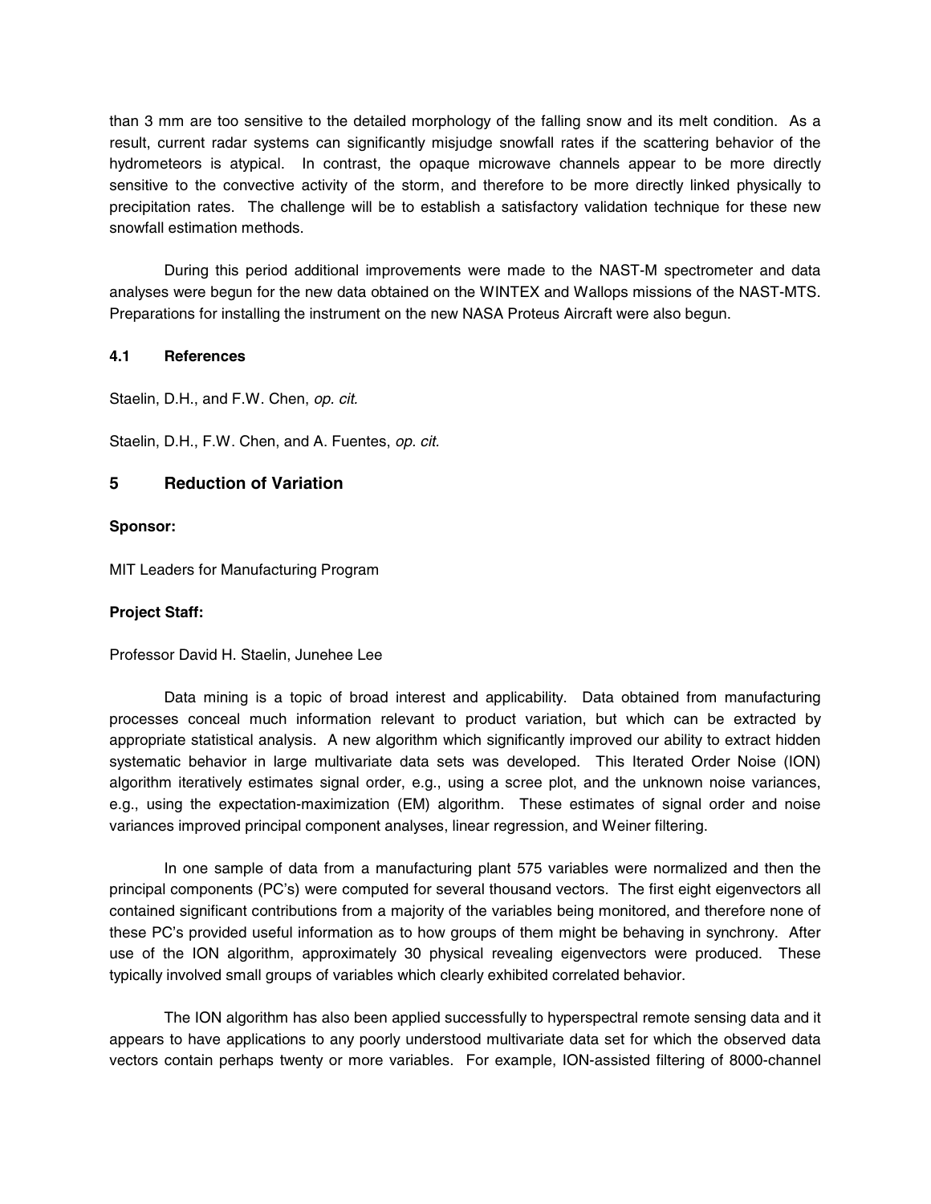than 3 mm are too sensitive to the detailed morphology of the falling snow and its melt condition. As a result, current radar systems can significantly misjudge snowfall rates if the scattering behavior of the hydrometeors is atypical. In contrast, the opaque microwave channels appear to be more directly sensitive to the convective activity of the storm, and therefore to be more directly linked physically to precipitation rates. The challenge will be to establish a satisfactory validation technique for these new snowfall estimation methods.

During this period additional improvements were made to the NAST-M spectrometer and data analyses were begun for the new data obtained on the WINTEX and Wallops missions of the NAST-MTS. Preparations for installing the instrument on the new NASA Proteus Aircraft were also begun.

### 4.1 References

Staelin, D.H., and F.W. Chen, *op. cit.*

Staelin, D.H., F.W. Chen, and A. Fuentes, *op. cit.*

## 5 Reduction of Variation

**Sponsor:**

MIT Leaders for Manufacturing Program

**Project Staff:**

Professor David H. Staelin, Junehee Lee

Data mining is a topic of broad interest and applicability. Data obtained from manufacturing processes conceal much information relevant to product variation, but which can be extracted by appropriate statistical analysis. A new algorithm which significantly improved our ability to extract hidden systematic behavior in large multivariate data sets was developed. This Iterated Order Noise (ION) algorithm iteratively estimates signal order, e.g., using a scree plot, and the unknown noise variances, e.g., using the expectation-maximization (EM) algorithm. These estimates of signal order and noise variances improved principal component analyses, linear regression, and Weiner filtering.

In one sample of data from a manufacturing plant 575 variables were normalized and then the principal components (PC's) were computed for several thousand vectors. The first eight eigenvectors all contained significant contributions from a majority of the variables being monitored, and therefore none of these PC's provided useful information as to how groups of them might be behaving in synchrony. After use of the ION algorithm, approximately 30 physical revealing eigenvectors were produced. These typically involved small groups of variables which clearly exhibited correlated behavior.

The ION algorithm has also been applied successfully to hyperspectral remote sensing data and it appears to have applications to any poorly understood multivariate data set for which the observed data vectors contain perhaps twenty or more variables. For example, ION-assisted filtering of 8000-channel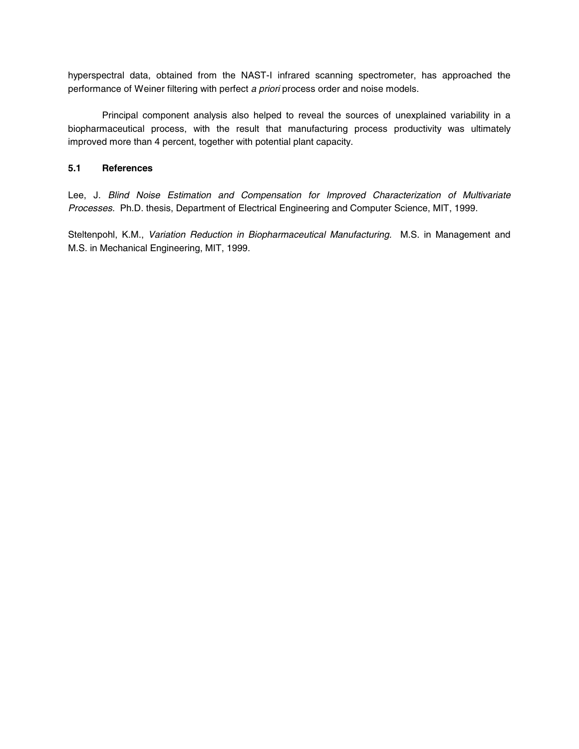hyperspectral data, obtained from the NAST-I infrared scanning spectrometer, has approached the performance of Weiner filtering with perfect *a priori* process order and noise models.

Principal component analysis also helped to reveal the sources of unexplained variability in a biopharmaceutical process, with the result that manufacturing process productivity was ultimately improved more than 4 percent, together with potential plant capacity.

### 5.1 References

Lee, J. *Blind Noise Estimation and Compensation for Improved Characterization of Multivariate Processes.* Ph.D. thesis, Department of Electrical Engineering and Computer Science, MIT, 1999.

Steltenpohl, K.M., *Variation Reduction in Biopharmaceutical Manufacturing.* M.S. in Management and M.S. in Mechanical Engineering, MIT, 1999.